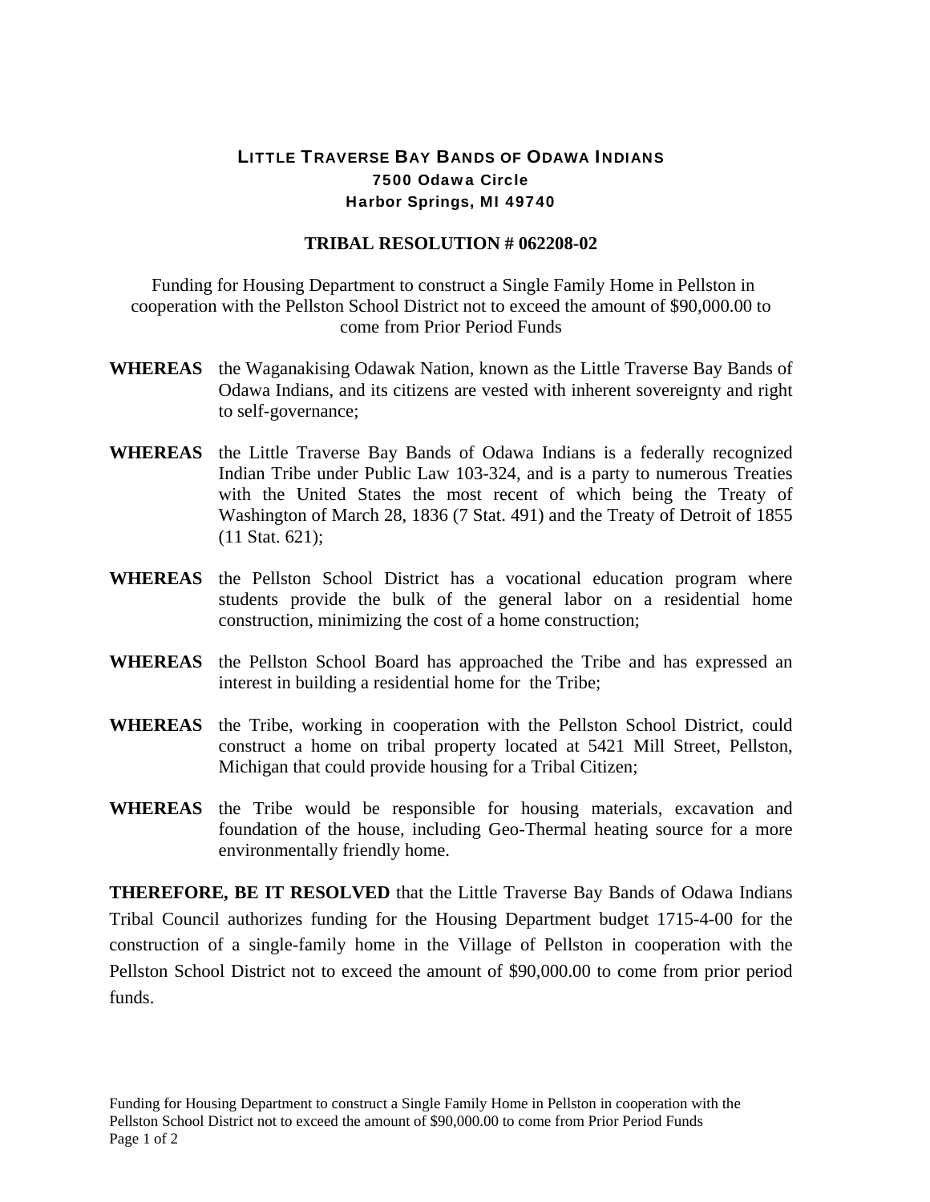# LITTLE TRAVERSE BAY BANDS OF ODAWA INDIANS

**7500 Odawa Circle**
**Harbor Springs, MI 49740**

## TRIBAL RESOLUTION # 062208-02

Funding for Housing Department to construct a Single Family Home in Pellston in cooperation with the Pellston School District not to exceed the amount of $90,000.00 to come from Prior Period Funds

**WHEREAS** the Waganakising Odawak Nation, known as the Little Traverse Bay Bands of Odawa Indians, and its citizens are vested with inherent sovereignty and right to self-governance;

**WHEREAS** the Little Traverse Bay Bands of Odawa Indians is a federally recognized Indian Tribe under Public Law 103-324, and is a party to numerous Treaties with the United States the most recent of which being the Treaty of Washington of March 28, 1836 (7 Stat. 491) and the Treaty of Detroit of 1855 (11 Stat. 621);

**WHEREAS** the Pellston School District has a vocational education program where students provide the bulk of the general labor on a residential home construction, minimizing the cost of a home construction;

**WHEREAS** the Pellston School Board has approached the Tribe and has expressed an interest in building a residential home for the Tribe;

**WHEREAS** the Tribe, working in cooperation with the Pellston School District, could construct a home on tribal property located at 5421 Mill Street, Pellston, Michigan that could provide housing for a Tribal Citizen;

**WHEREAS** the Tribe would be responsible for housing materials, excavation and foundation of the house, including Geo-Thermal heating source for a more environmentally friendly home.

**THEREFORE, BE IT RESOLVED** that the Little Traverse Bay Bands of Odawa Indians Tribal Council authorizes funding for the Housing Department budget 1715-4-00 for the construction of a single-family home in the Village of Pellston in cooperation with the Pellston School District not to exceed the amount of $90,000.00 to come from prior period funds.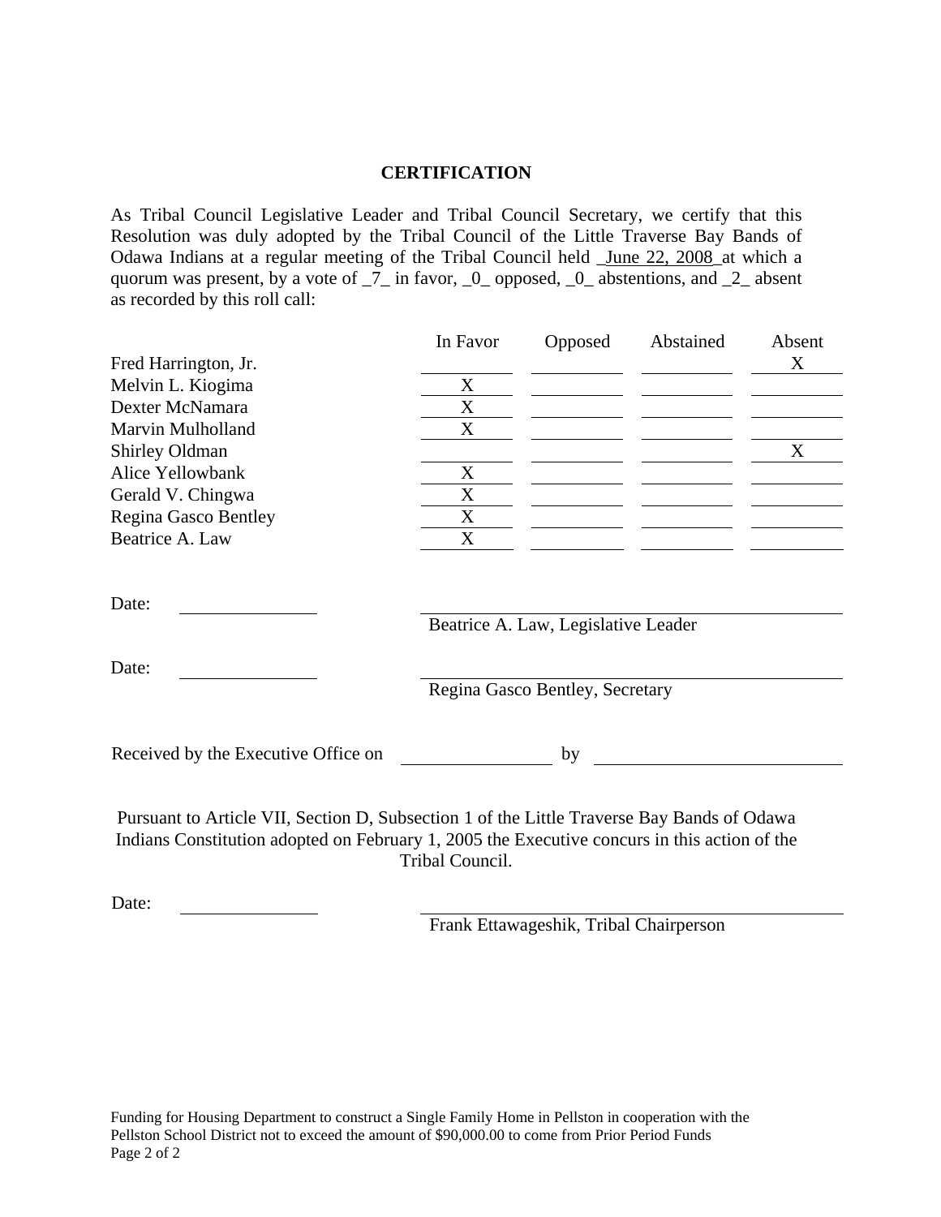# CERTIFICATION

As Tribal Council Legislative Leader and Tribal Council Secretary, we certify that this Resolution was duly adopted by the Tribal Council of the Little Traverse Bay Bands of Odawa Indians at a regular meeting of the Tribal Council held _June 22, 2008_ at which a quorum was present, by a vote of _7_ in favor, _0_ opposed, _0_ abstentions, and _2_ absent as recorded by this roll call:

| | In Favor | Opposed | Abstained | Absent |
|---|---|---|---|---|
| Fred Harrington, Jr. | | | | X |
| Melvin L. Kiogima | X | | | |
| Dexter McNamara | X | | | |
| Marvin Mulholland | X | | | |
| Shirley Oldman | | | | X |
| Alice Yellowbank | X | | | |
| Gerald V. Chingwa | X | | | |
| Regina Gasco Bentley | X | | | |
| Beatrice A. Law | X | | | |

Date: ______________

______________________________
Beatrice A. Law, Legislative Leader

Date: ______________

______________________________
Regina Gasco Bentley, Secretary

Received by the Executive Office on ______________ by ______________________

Pursuant to Article VII, Section D, Subsection 1 of the Little Traverse Bay Bands of Odawa Indians Constitution adopted on February 1, 2005 the Executive concurs in this action of the Tribal Council.

Date: ______________

______________________________
Frank Ettawageshik, Tribal Chairperson

Funding for Housing Department to construct a Single Family Home in Pellston in cooperation with the Pellston School District not to exceed the amount of $90,000.00 to come from Prior Period Funds